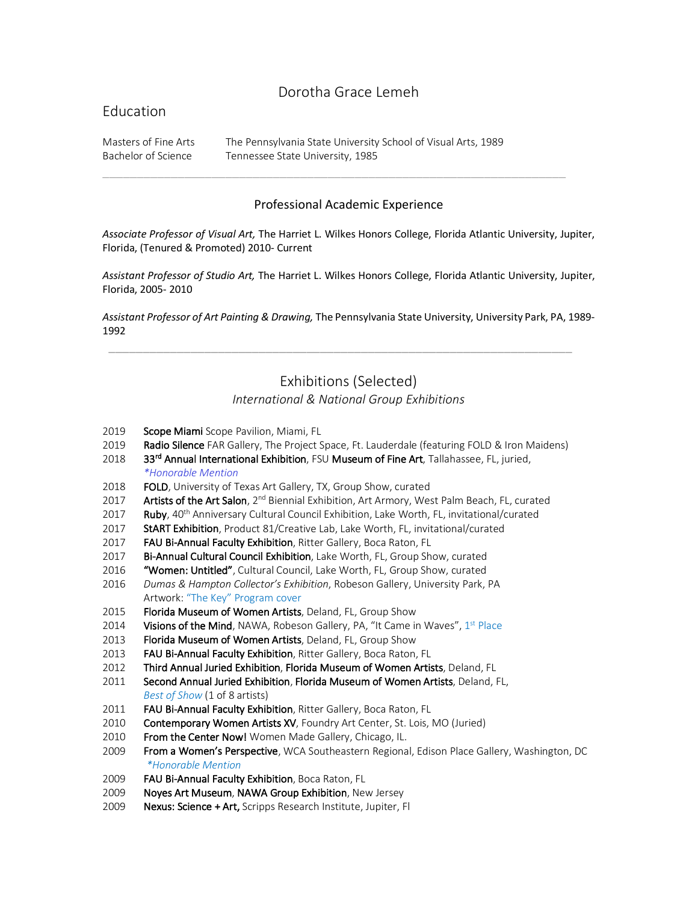# Dorotha Grace Lemeh

## Education

| | |
|---|---|
| Masters of Fine Arts | The Pennsylvania State University School of Visual Arts, 1989 |
| Bachelor of Science | Tennessee State University, 1985 |

---

## Professional Academic Experience

*Associate Professor of Visual Art,* The Harriet L. Wilkes Honors College, Florida Atlantic University, Jupiter, Florida, (Tenured & Promoted) 2010- Current

*Assistant Professor of Studio Art,* The Harriet L. Wilkes Honors College, Florida Atlantic University, Jupiter, Florida, 2005- 2010

*Assistant Professor of Art Painting & Drawing,* The Pennsylvania State University, University Park, PA, 1989-1992

---

## Exhibitions (Selected)

### *International & National Group Exhibitions*

2019 **Scope Miami** Scope Pavilion, Miami, FL

2019 **Radio Silence** FAR Gallery, The Project Space, Ft. Lauderdale (featuring FOLD & Iron Maidens)

2018 **33rd Annual International Exhibition**, FSU **Museum of Fine Art**, Tallahassee, FL, juried, *\*Honorable Mention*

2018 **FOLD**, University of Texas Art Gallery, TX, Group Show, curated

2017 **Artists of the Art Salon**, 2nd Biennial Exhibition, Art Armory, West Palm Beach, FL, curated

2017 **Ruby**, 40th Anniversary Cultural Council Exhibition, Lake Worth, FL, invitational/curated

2017 **StART Exhibition**, Product 81/Creative Lab, Lake Worth, FL, invitational/curated

2017 **FAU Bi-Annual Faculty Exhibition**, Ritter Gallery, Boca Raton, FL

2017 **Bi-Annual Cultural Council Exhibition**, Lake Worth, FL, Group Show, curated

2016 **"Women: Untitled"**, Cultural Council, Lake Worth, FL, Group Show, curated

2016 *Dumas & Hampton Collector's Exhibition*, Robeson Gallery, University Park, PA
Artwork: "The Key" Program cover

2015 **Florida Museum of Women Artists**, Deland, FL, Group Show

2014 **Visions of the Mind**, NAWA, Robeson Gallery, PA, "It Came in Waves", 1st Place

2013 **Florida Museum of Women Artists**, Deland, FL, Group Show

2013 **FAU Bi-Annual Faculty Exhibition**, Ritter Gallery, Boca Raton, FL

2012 **Third Annual Juried Exhibition**, **Florida Museum of Women Artists**, Deland, FL

2011 **Second Annual Juried Exhibition**, **Florida Museum of Women Artists**, Deland, FL, *Best of Show* (1 of 8 artists)

2011 **FAU Bi-Annual Faculty Exhibition**, Ritter Gallery, Boca Raton, FL

2010 **Contemporary Women Artists XV**, Foundry Art Center, St. Lois, MO (Juried)

2010 **From the Center Now!** Women Made Gallery, Chicago, IL.

2009 **From a Women's Perspective**, WCA Southeastern Regional, Edison Place Gallery, Washington, DC *\*Honorable Mention*

2009 **FAU Bi-Annual Faculty Exhibition**, Boca Raton, FL

2009 **Noyes Art Museum**, **NAWA Group Exhibition**, New Jersey

2009 **Nexus: Science + Art,** Scripps Research Institute, Jupiter, Fl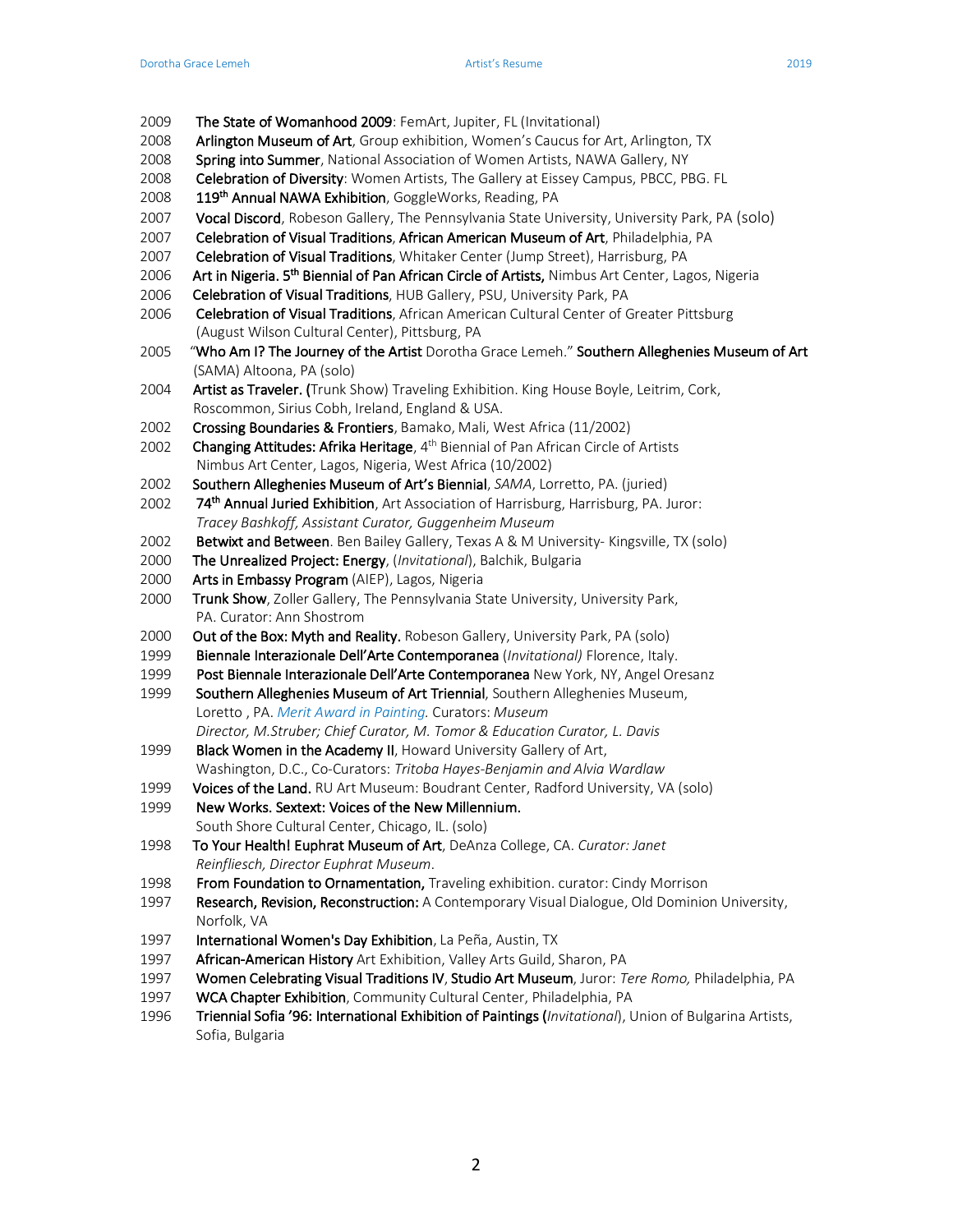2009 **The State of Womanhood 2009**: FemArt, Jupiter, FL (Invitational)

2008 **Arlington Museum of Art**, Group exhibition, Women's Caucus for Art, Arlington, TX

2008 **Spring into Summer**, National Association of Women Artists, NAWA Gallery, NY

2008 **Celebration of Diversity**: Women Artists, The Gallery at Eissey Campus, PBCC, PBG. FL

2008 **119th Annual NAWA Exhibition**, GoggleWorks, Reading, PA

2007 **Vocal Discord**, Robeson Gallery, The Pennsylvania State University, University Park, PA (solo)

2007 **Celebration of Visual Traditions**, **African American Museum of Art**, Philadelphia, PA

2007 **Celebration of Visual Traditions**, Whitaker Center (Jump Street), Harrisburg, PA

2006 **Art in Nigeria. 5th Biennial of Pan African Circle of Artists,** Nimbus Art Center, Lagos, Nigeria

2006 **Celebration of Visual Traditions**, HUB Gallery, PSU, University Park, PA

2006 **Celebration of Visual Traditions**, African American Cultural Center of Greater Pittsburg (August Wilson Cultural Center), Pittsburg, PA

2005 "**Who Am I? The Journey of the Artist** Dorotha Grace Lemeh." **Southern Alleghenies Museum of Art** (SAMA) Altoona, PA (solo)

2004 **Artist as Traveler. (**Trunk Show) Traveling Exhibition. King House Boyle, Leitrim, Cork, Roscommon, Sirius Cobh, Ireland, England & USA.

2002 **Crossing Boundaries & Frontiers**, Bamako, Mali, West Africa (11/2002)

2002 **Changing Attitudes: Afrika Heritage**, 4th Biennial of Pan African Circle of Artists Nimbus Art Center, Lagos, Nigeria, West Africa (10/2002)

2002 **Southern Alleghenies Museum of Art's Biennial**, *SAMA*, Lorretto, PA. (juried)

2002 **74th Annual Juried Exhibition**, Art Association of Harrisburg, Harrisburg, PA. Juror: *Tracey Bashkoff, Assistant Curator, Guggenheim Museum*

2002 **Betwixt and Between**. Ben Bailey Gallery, Texas A & M University- Kingsville, TX (solo)

2000 **The Unrealized Project: Energy**, (*Invitational*), Balchik, Bulgaria

2000 **Arts in Embassy Program** (AIEP), Lagos, Nigeria

2000 **Trunk Show**, Zoller Gallery, The Pennsylvania State University, University Park, PA. Curator: Ann Shostrom

2000 **Out of the Box: Myth and Reality.** Robeson Gallery, University Park, PA (solo)

1999 **Biennale Interazionale Dell'Arte Contemporanea** (*Invitational)* Florence, Italy.

1999 **Post Biennale Interazionale Dell'Arte Contemporanea** New York, NY, Angel Oresanz

1999 **Southern Alleghenies Museum of Art Triennial**, Southern Alleghenies Museum, Loretto , PA. *Merit Award in Painting.* Curators: *Museum Director, M.Struber; Chief Curator, M. Tomor & Education Curator, L. Davis*

1999 **Black Women in the Academy II**, Howard University Gallery of Art, Washington, D.C., Co-Curators: *Tritoba Hayes-Benjamin and Alvia Wardlaw*

1999 **Voices of the Land.** RU Art Museum: Boudrant Center, Radford University, VA (solo)

1999 **New Works. Sextext: Voices of the New Millennium.** South Shore Cultural Center, Chicago, IL. (solo)

1998 **To Your Health! Euphrat Museum of Art**, DeAnza College, CA. *Curator: Janet Reinfliesch, Director Euphrat Museum*.

1998 **From Foundation to Ornamentation,** Traveling exhibition. curator: Cindy Morrison

1997 **Research, Revision, Reconstruction:** A Contemporary Visual Dialogue, Old Dominion University, Norfolk, VA

1997 **International Women's Day Exhibition**, La Peña, Austin, TX

1997 **African-American History** Art Exhibition, Valley Arts Guild, Sharon, PA

1997 **Women Celebrating Visual Traditions IV**, **Studio Art Museum**, Juror: *Tere Romo,* Philadelphia, PA

1997 **WCA Chapter Exhibition**, Community Cultural Center, Philadelphia, PA

1996 **Triennial Sofia '96: International Exhibition of Paintings (***Invitational*), Union of Bulgarina Artists, Sofia, Bulgaria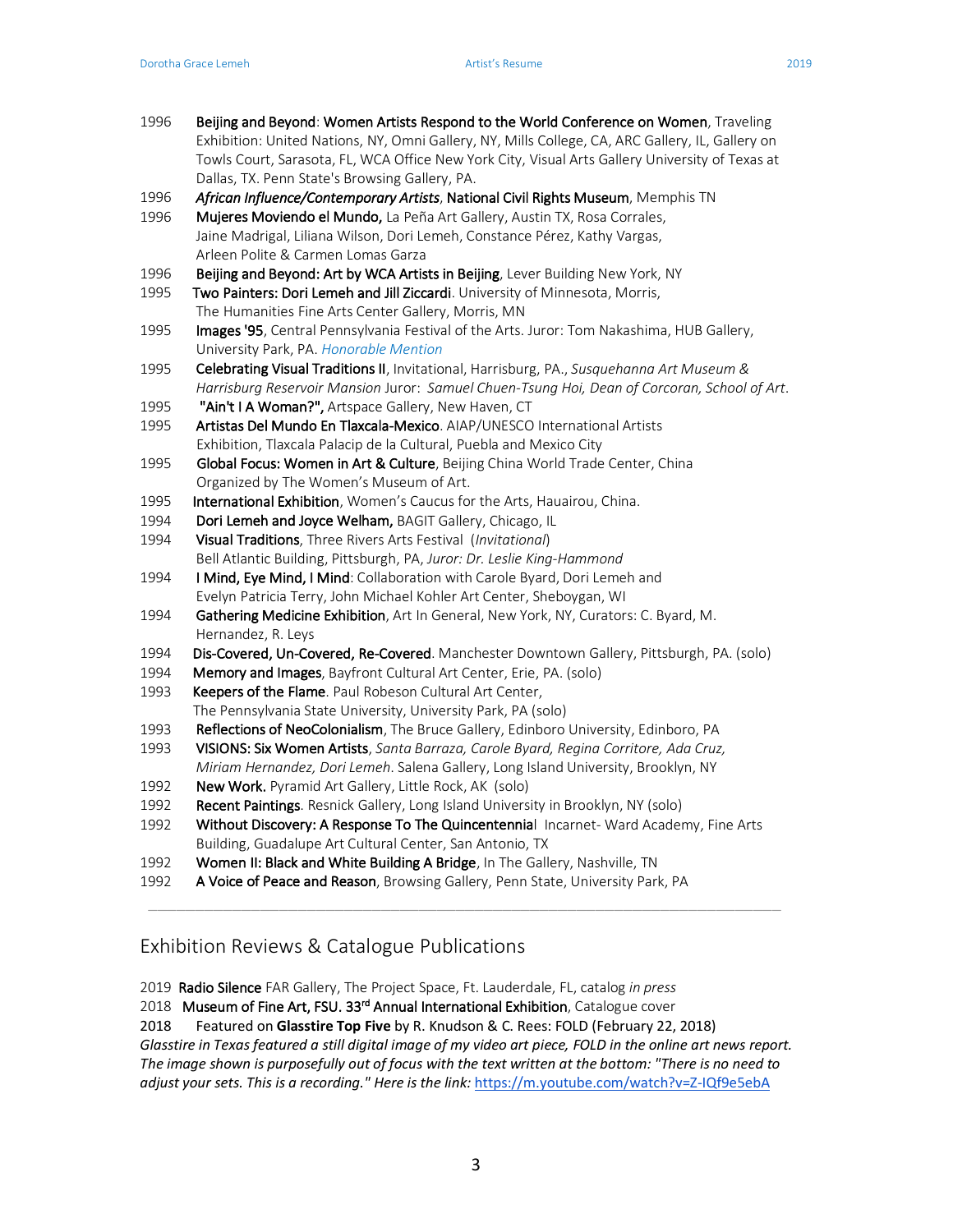1996 **Beijing and Beyond**: **Women Artists Respond to the World Conference on Women**, Traveling Exhibition: United Nations, NY, Omni Gallery, NY, Mills College, CA, ARC Gallery, IL, Gallery on Towls Court, Sarasota, FL, WCA Office New York City, Visual Arts Gallery University of Texas at Dallas, TX. Penn State's Browsing Gallery, PA.

1996 ***African Influence/Contemporary Artists***, **National Civil Rights Museum**, Memphis TN

1996 **Mujeres Moviendo el Mundo,** La Peña Art Gallery, Austin TX, Rosa Corrales, Jaine Madrigal, Liliana Wilson, Dori Lemeh, Constance Pérez, Kathy Vargas, Arleen Polite & Carmen Lomas Garza

1996 **Beijing and Beyond: Art by WCA Artists in Beijing**, Lever Building New York, NY

1995 **Two Painters: Dori Lemeh and Jill Ziccardi**. University of Minnesota, Morris, The Humanities Fine Arts Center Gallery, Morris, MN

1995 **Images '95**, Central Pennsylvania Festival of the Arts. Juror: Tom Nakashima, HUB Gallery, University Park, PA. *Honorable Mention*

1995 **Celebrating Visual Traditions II**, Invitational, Harrisburg, PA., *Susquehanna Art Museum & Harrisburg Reservoir Mansion* Juror: *Samuel Chuen-Tsung Hoi, Dean of Corcoran, School of Art*.

1995 **"Ain't I A Woman?",** Artspace Gallery, New Haven, CT

1995 **Artistas Del Mundo En Tlaxcala-Mexico**. AIAP/UNESCO International Artists Exhibition, Tlaxcala Palacip de la Cultural, Puebla and Mexico City

1995 **Global Focus: Women in Art & Culture**, Beijing China World Trade Center, China Organized by The Women's Museum of Art.

1995 **International Exhibition**, Women's Caucus for the Arts, Hauairou, China.

1994 **Dori Lemeh and Joyce Welham,** BAGIT Gallery, Chicago, IL

1994 **Visual Traditions**, Three Rivers Arts Festival (*Invitational*) Bell Atlantic Building, Pittsburgh, PA, *Juror: Dr. Leslie King-Hammond*

1994 **I Mind, Eye Mind, I Mind**: Collaboration with Carole Byard, Dori Lemeh and Evelyn Patricia Terry, John Michael Kohler Art Center, Sheboygan, WI

1994 **Gathering Medicine Exhibition**, Art In General, New York, NY, Curators: C. Byard, M. Hernandez, R. Leys

1994 **Dis-Covered, Un-Covered, Re-Covered**. Manchester Downtown Gallery, Pittsburgh, PA. (solo)

1994 **Memory and Images**, Bayfront Cultural Art Center, Erie, PA. (solo)

1993 **Keepers of the Flame**. Paul Robeson Cultural Art Center, The Pennsylvania State University, University Park, PA (solo)

1993 **Reflections of NeoColonialism**, The Bruce Gallery, Edinboro University, Edinboro, PA

1993 **VISIONS: Six Women Artists**, *Santa Barraza, Carole Byard, Regina Corritore, Ada Cruz, Miriam Hernandez, Dori Lemeh*. Salena Gallery, Long Island University, Brooklyn, NY

1992 **New Work.** Pyramid Art Gallery, Little Rock, AK (solo)

1992 **Recent Paintings**. Resnick Gallery, Long Island University in Brooklyn, NY (solo)

1992 **Without Discovery: A Response To The Quincentennial** Incarnet- Ward Academy, Fine Arts Building, Guadalupe Art Cultural Center, San Antonio, TX

1992 **Women II: Black and White Building A Bridge**, In The Gallery, Nashville, TN

1992 **A Voice of Peace and Reason**, Browsing Gallery, Penn State, University Park, PA

---

## Exhibition Reviews & Catalogue Publications

2019 **Radio Silence** FAR Gallery, The Project Space, Ft. Lauderdale, FL, catalog *in press*

2018 **Museum of Fine Art, FSU. 33rd Annual International Exhibition**, Catalogue cover

2018 Featured on **Glasstire Top Five** by R. Knudson & C. Rees: FOLD (February 22, 2018)

*Glasstire in Texas featured a still digital image of my video art piece, FOLD in the online art news report. The image shown is purposefully out of focus with the text written at the bottom: "There is no need to adjust your sets. This is a recording." Here is the link:* https://m.youtube.com/watch?v=Z-IQf9e5ebA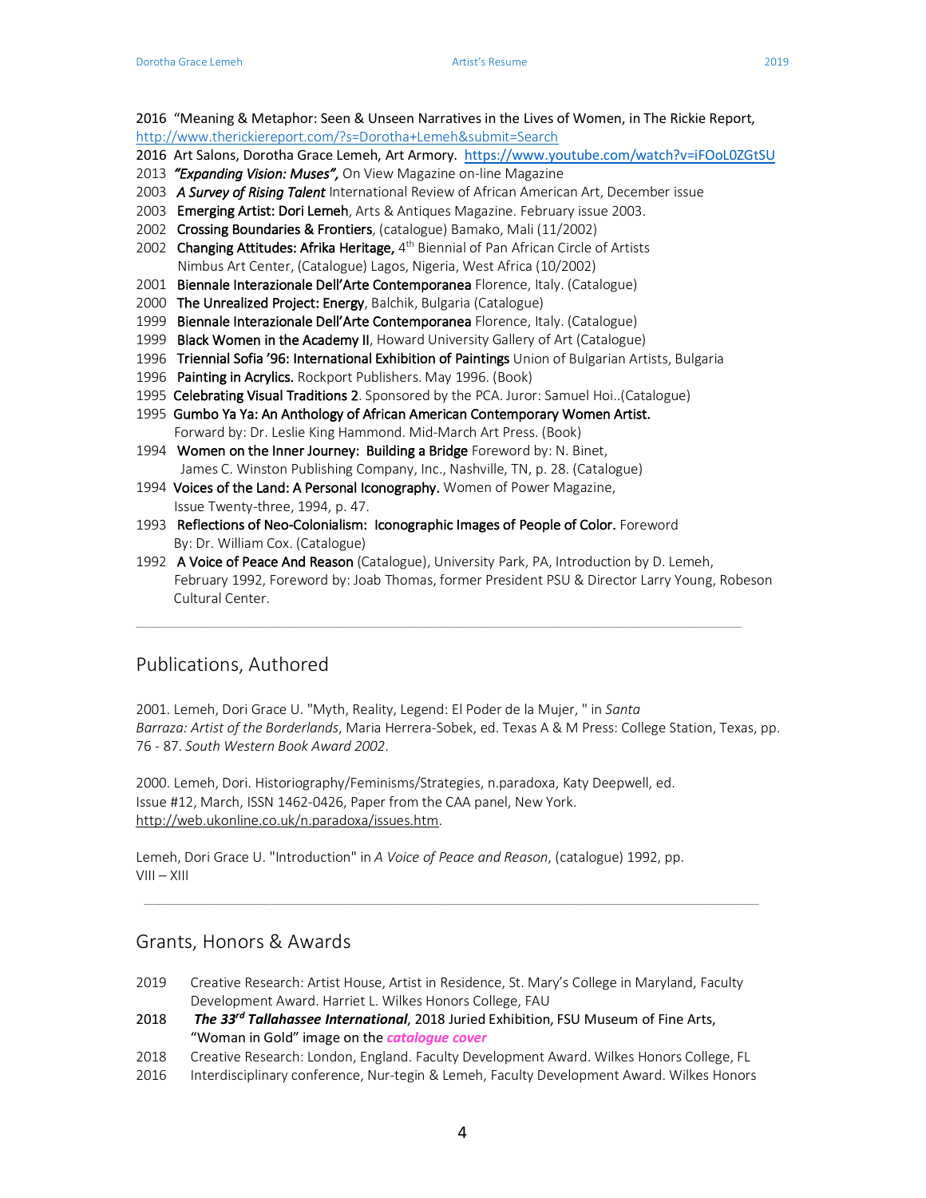2016 "Meaning & Metaphor: Seen & Unseen Narratives in the Lives of Women, in The Rickie Report, http://www.therickiereport.com/?s=Dorotha+Lemeh&submit=Search

2016 Art Salons, Dorotha Grace Lemeh, Art Armory. https://www.youtube.com/watch?v=iFOoL0ZGtSU

2013 ***"Expanding Vision: Muses",*** On View Magazine on-line Magazine

2003 ***A Survey of Rising Talent*** International Review of African American Art, December issue

2003 **Emerging Artist: Dori Lemeh**, Arts & Antiques Magazine. February issue 2003.

2002 **Crossing Boundaries & Frontiers**, (catalogue) Bamako, Mali (11/2002)

2002 **Changing Attitudes: Afrika Heritage,** 4th Biennial of Pan African Circle of Artists Nimbus Art Center, (Catalogue) Lagos, Nigeria, West Africa (10/2002)

2001 **Biennale Interazionale Dell'Arte Contemporanea** Florence, Italy. (Catalogue)

2000 **The Unrealized Project: Energy**, Balchik, Bulgaria (Catalogue)

1999 **Biennale Interazionale Dell'Arte Contemporanea** Florence, Italy. (Catalogue)

1999 **Black Women in the Academy II**, Howard University Gallery of Art (Catalogue)

1996 **Triennial Sofia '96: International Exhibition of Paintings** Union of Bulgarian Artists, Bulgaria

1996 **Painting in Acrylics.** Rockport Publishers. May 1996. (Book)

1995 **Celebrating Visual Traditions 2**. Sponsored by the PCA. Juror: Samuel Hoi..(Catalogue)

1995 **Gumbo Ya Ya: An Anthology of African American Contemporary Women Artist.** Forward by: Dr. Leslie King Hammond. Mid-March Art Press. (Book)

1994 **Women on the Inner Journey: Building a Bridge** Foreword by: N. Binet, James C. Winston Publishing Company, Inc., Nashville, TN, p. 28. (Catalogue)

1994 **Voices of the Land: A Personal Iconography.** Women of Power Magazine, Issue Twenty-three, 1994, p. 47.

1993 **Reflections of Neo-Colonialism: Iconographic Images of People of Color.** Foreword By: Dr. William Cox. (Catalogue)

1992 **A Voice of Peace And Reason** (Catalogue), University Park, PA, Introduction by D. Lemeh, February 1992, Foreword by: Joab Thomas, former President PSU & Director Larry Young, Robeson Cultural Center.

---

## Publications, Authored

2001. Lemeh, Dori Grace U. "Myth, Reality, Legend: El Poder de la Mujer, " in *Santa Barraza: Artist of the Borderlands*, Maria Herrera-Sobek, ed. Texas A & M Press: College Station, Texas, pp. 76 - 87. *South Western Book Award 2002*.

2000. Lemeh, Dori. Historiography/Feminisms/Strategies, n.paradoxa, Katy Deepwell, ed. Issue #12, March, ISSN 1462-0426, Paper from the CAA panel, New York. http://web.ukonline.co.uk/n.paradoxa/issues.htm.

Lemeh, Dori Grace U. "Introduction" in *A Voice of Peace and Reason*, (catalogue) 1992, pp. VIII – XIII

---

## Grants, Honors & Awards

2019 Creative Research: Artist House, Artist in Residence, St. Mary's College in Maryland, Faculty Development Award. Harriet L. Wilkes Honors College, FAU

**2018** ***The 33rd Tallahassee International***, 2018 Juried Exhibition, FSU Museum of Fine Arts, "Woman in Gold" image on the ***catalogue cover***

2018 Creative Research: London, England. Faculty Development Award. Wilkes Honors College, FL

2016 Interdisciplinary conference, Nur-tegin & Lemeh, Faculty Development Award. Wilkes Honors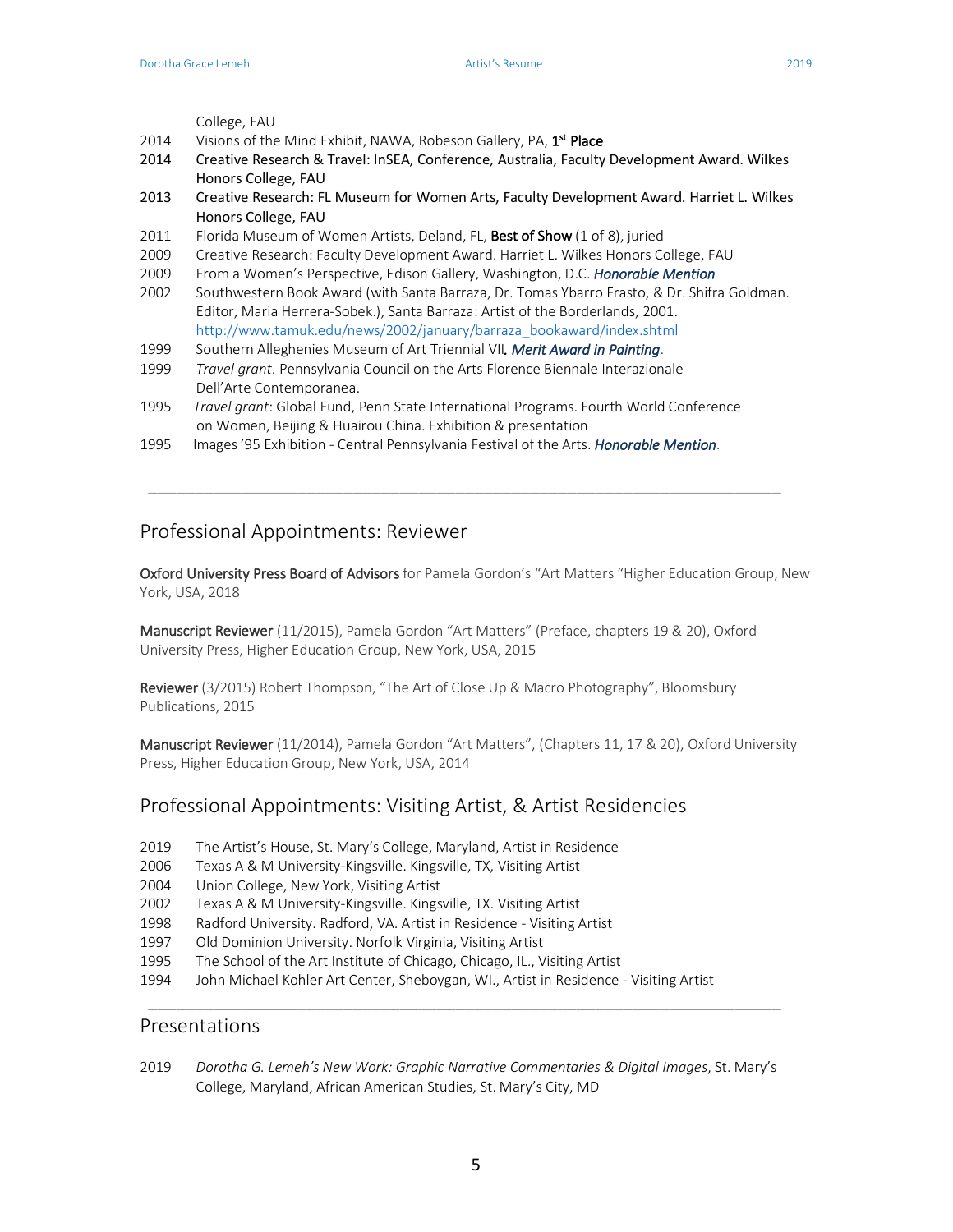College, FAU

2014 Visions of the Mind Exhibit, NAWA, Robeson Gallery, PA, **1st Place**

**2014 Creative Research & Travel: InSEA, Conference, Australia, Faculty Development Award. Wilkes Honors College, FAU**

**2013 Creative Research: FL Museum for Women Arts, Faculty Development Award. Harriet L. Wilkes Honors College, FAU**

2011 Florida Museum of Women Artists, Deland, FL, **Best of Show** (1 of 8), juried

2009 Creative Research: Faculty Development Award. Harriet L. Wilkes Honors College, FAU

2009 From a Women's Perspective, Edison Gallery, Washington, D.C. ***Honorable Mention***

2002 Southwestern Book Award (with Santa Barraza, Dr. Tomas Ybarro Frasto, & Dr. Shifra Goldman. Editor, Maria Herrera-Sobek.), Santa Barraza: Artist of the Borderlands, 2001. http://www.tamuk.edu/news/2002/january/barraza_bookaward/index.shtml

1999 Southern Alleghenies Museum of Art Triennial VII**.** ***Merit Award in Painting***.

1999 *Travel grant*. Pennsylvania Council on the Arts Florence Biennale Interazionale Dell'Arte Contemporanea.

1995 *Travel grant*: Global Fund, Penn State International Programs. Fourth World Conference on Women, Beijing & Huairou China. Exhibition & presentation

1995 Images '95 Exhibition - Central Pennsylvania Festival of the Arts. ***Honorable Mention***.

---

## Professional Appointments: Reviewer

**Oxford University Press Board of Advisors** for Pamela Gordon's "Art Matters "Higher Education Group, New York, USA, 2018

**Manuscript Reviewer** (11/2015), Pamela Gordon "Art Matters" (Preface, chapters 19 & 20), Oxford University Press, Higher Education Group, New York, USA, 2015

**Reviewer** (3/2015) Robert Thompson, "The Art of Close Up & Macro Photography", Bloomsbury Publications, 2015

**Manuscript Reviewer** (11/2014), Pamela Gordon "Art Matters", (Chapters 11, 17 & 20), Oxford University Press, Higher Education Group, New York, USA, 2014

## Professional Appointments: Visiting Artist, & Artist Residencies

2019 The Artist's House, St. Mary's College, Maryland, Artist in Residence

2006 Texas A & M University-Kingsville. Kingsville, TX, Visiting Artist

2004 Union College, New York, Visiting Artist

2002 Texas A & M University-Kingsville. Kingsville, TX. Visiting Artist

1998 Radford University. Radford, VA. Artist in Residence - Visiting Artist

1997 Old Dominion University. Norfolk Virginia, Visiting Artist

1995 The School of the Art Institute of Chicago, Chicago, IL., Visiting Artist

1994 John Michael Kohler Art Center, Sheboygan, WI., Artist in Residence - Visiting Artist

---

## Presentations

2019 *Dorotha G. Lemeh's New Work: Graphic Narrative Commentaries & Digital Images*, St. Mary's College, Maryland, African American Studies, St. Mary's City, MD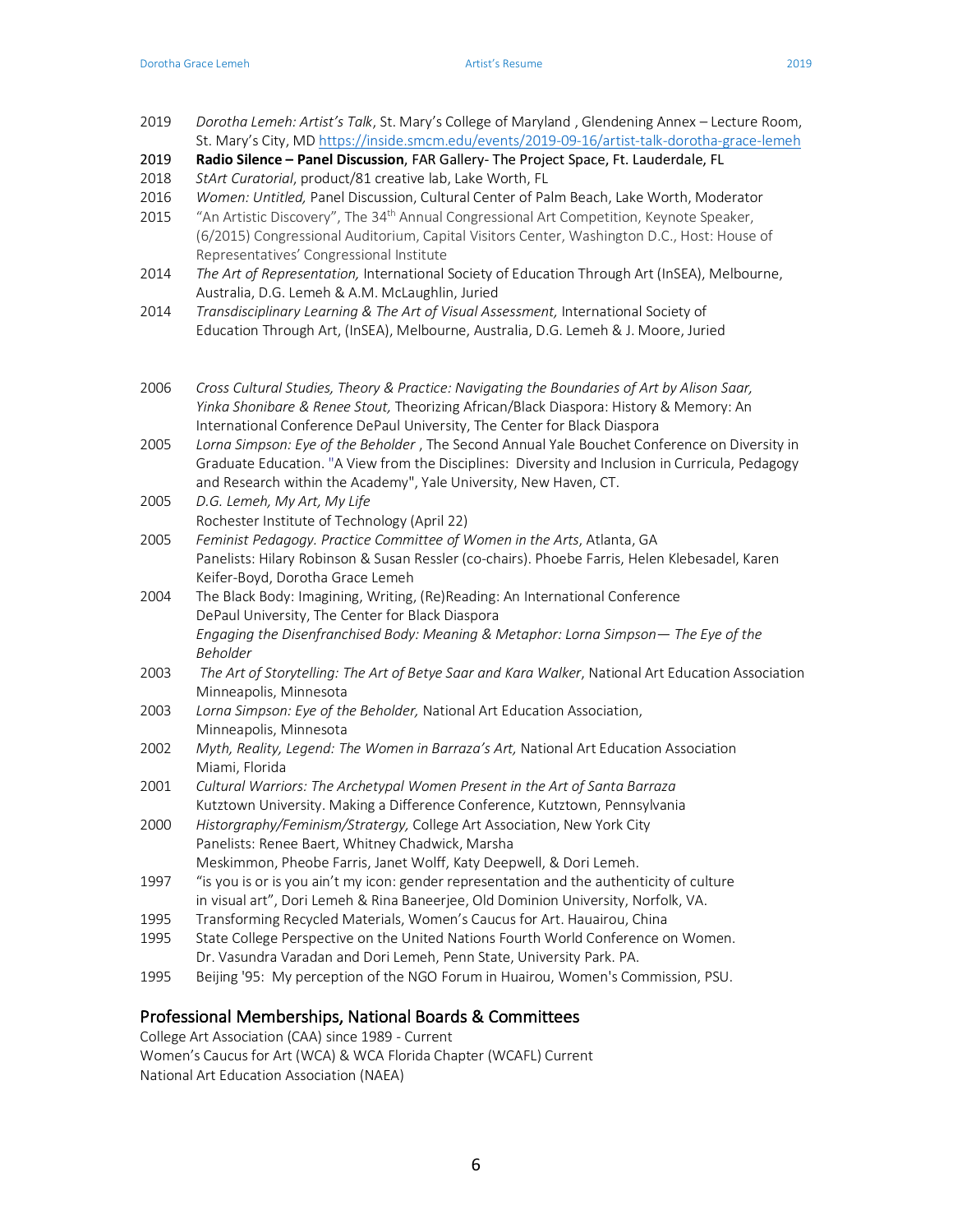2019 *Dorotha Lemeh: Artist's Talk*, St. Mary's College of Maryland , Glendening Annex – Lecture Room, St. Mary's City, MD https://inside.smcm.edu/events/2019-09-16/artist-talk-dorotha-grace-lemeh

**2019 Radio Silence – Panel Discussion**, FAR Gallery- The Project Space, Ft. Lauderdale, FL

2018 *StArt Curatorial*, product/81 creative lab, Lake Worth, FL

2016 *Women: Untitled,* Panel Discussion, Cultural Center of Palm Beach, Lake Worth, Moderator

2015 "An Artistic Discovery", The 34th Annual Congressional Art Competition, Keynote Speaker, (6/2015) Congressional Auditorium, Capital Visitors Center, Washington D.C., Host: House of Representatives' Congressional Institute

2014 *The Art of Representation,* International Society of Education Through Art (InSEA), Melbourne, Australia, D.G. Lemeh & A.M. McLaughlin, Juried

2014 *Transdisciplinary Learning & The Art of Visual Assessment,* International Society of Education Through Art, (InSEA), Melbourne, Australia, D.G. Lemeh & J. Moore, Juried

2006 *Cross Cultural Studies, Theory & Practice: Navigating the Boundaries of Art by Alison Saar, Yinka Shonibare & Renee Stout,* Theorizing African/Black Diaspora: History & Memory: An International Conference DePaul University, The Center for Black Diaspora

2005 *Lorna Simpson: Eye of the Beholder* , The Second Annual Yale Bouchet Conference on Diversity in Graduate Education. "A View from the Disciplines: Diversity and Inclusion in Curricula, Pedagogy and Research within the Academy", Yale University, New Haven, CT.

2005 *D.G. Lemeh, My Art, My Life*
Rochester Institute of Technology (April 22)

2005 *Feminist Pedagogy. Practice Committee of Women in the Arts*, Atlanta, GA
Panelists: Hilary Robinson & Susan Ressler (co-chairs). Phoebe Farris, Helen Klebesadel, Karen Keifer-Boyd, Dorotha Grace Lemeh

2004 The Black Body: Imagining, Writing, (Re)Reading: An International Conference
DePaul University, The Center for Black Diaspora
*Engaging the Disenfranchised Body: Meaning & Metaphor: Lorna Simpson— The Eye of the Beholder*

2003 *The Art of Storytelling: The Art of Betye Saar and Kara Walker*, National Art Education Association Minneapolis, Minnesota

2003 *Lorna Simpson: Eye of the Beholder,* National Art Education Association, Minneapolis, Minnesota

2002 *Myth, Reality, Legend: The Women in Barraza's Art,* National Art Education Association Miami, Florida

2001 *Cultural Warriors: The Archetypal Women Present in the Art of Santa Barraza*
Kutztown University. Making a Difference Conference, Kutztown, Pennsylvania

2000 *Historgraphy/Feminism/Strergy,* College Art Association, New York City
Panelists: Renee Baert, Whitney Chadwick, Marsha Meskimmon, Pheobe Farris, Janet Wolff, Katy Deepwell, & Dori Lemeh.

1997 "is you is or is you ain't my icon: gender representation and the authenticity of culture in visual art", Dori Lemeh & Rina Baneerjee, Old Dominion University, Norfolk, VA.

1995 Transforming Recycled Materials, Women's Caucus for Art. Hauairou, China

1995 State College Perspective on the United Nations Fourth World Conference on Women. Dr. Vasundra Varadan and Dori Lemeh, Penn State, University Park. PA.

1995 Beijing '95: My perception of the NGO Forum in Huairou, Women's Commission, PSU.

## Professional Memberships, National Boards & Committees

College Art Association (CAA) since 1989 - Current
Women's Caucus for Art (WCA) & WCA Florida Chapter (WCAFL) Current
National Art Education Association (NAEA)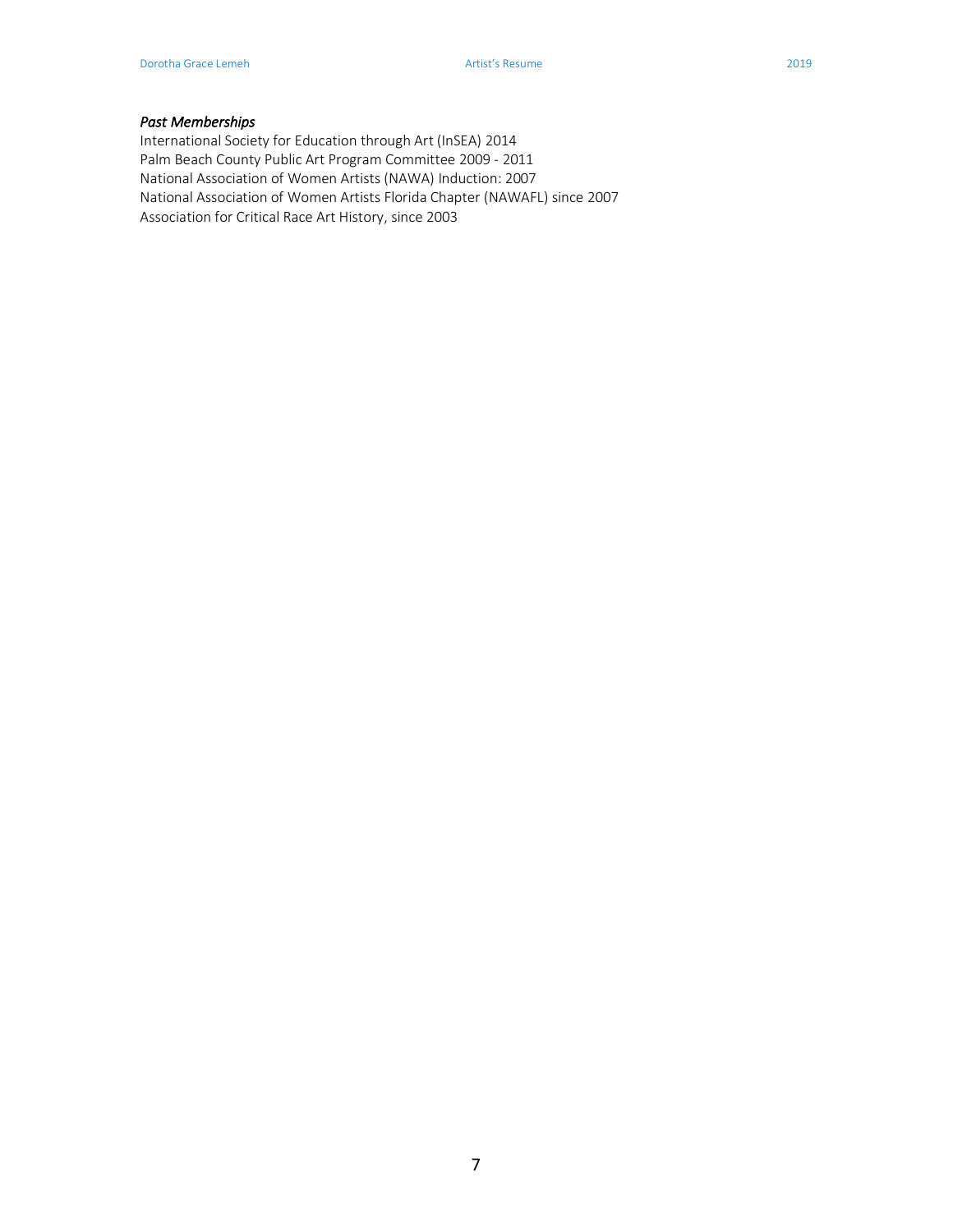### *Past Memberships*

International Society for Education through Art (InSEA) 2014
Palm Beach County Public Art Program Committee 2009 - 2011
National Association of Women Artists (NAWA) Induction: 2007
National Association of Women Artists Florida Chapter (NAWAFL) since 2007
Association for Critical Race Art History, since 2003